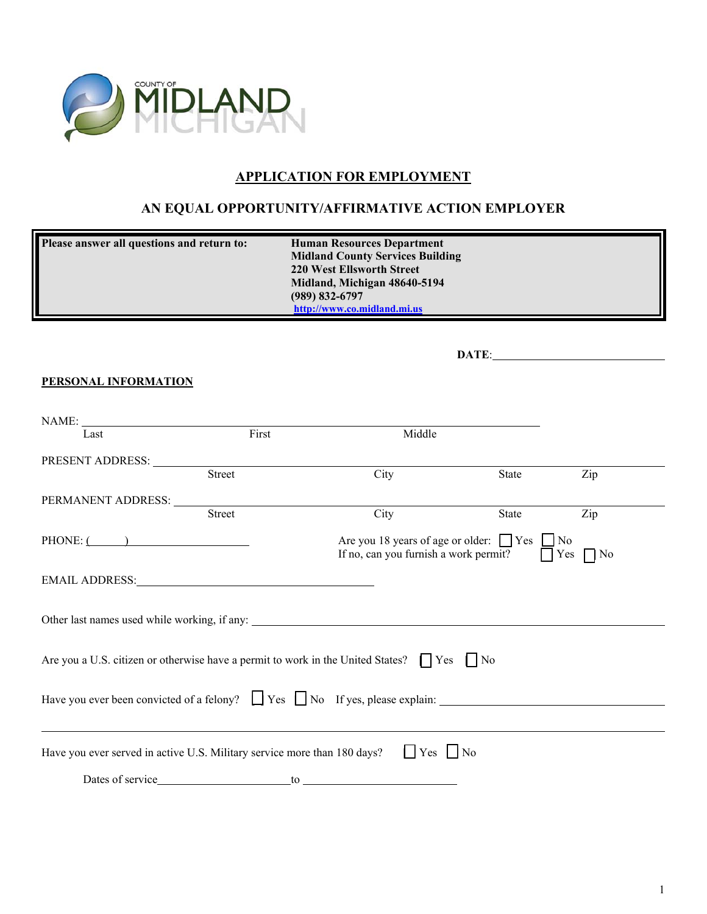COUNTY OF MIDLAND MICHIGAN

## APPLICATION FOR EMPLOYMENT

## AN EQUAL OPPORTUNITY/AFFIRMATIVE ACTION EMPLOYER

| **Please answer all questions and return to:** | **Human Resources Department**<br>**Midland County Services Building**<br>**220 West Ellsworth Street**<br>**Midland, Michigan 48640-5194**<br>**(989) 832-6797**<br>**http://www.co.midland.mi.us** |
|---|---|

**DATE**: ______________________________

**PERSONAL INFORMATION**

NAME: ____________________________________________________________
Last First Middle

PRESENT ADDRESS: ____________________________________________________________
Street City State Zip

PERMANENT ADDRESS: ____________________________________________________________
Street City State Zip

PHONE: (______) ____________________

Are you 18 years of age or older: ☐ Yes ☐ No
If no, can you furnish a work permit? ☐ Yes ☐ No

EMAIL ADDRESS: ______________________________________

Other last names used while working, if any: ____________________________________________

Are you a U.S. citizen or otherwise have a permit to work in the United States? ☐ Yes ☐ No

Have you ever been convicted of a felony? ☐ Yes ☐ No If yes, please explain: ______________________________________

____________________________________________________________

Have you ever served in active U.S. Military service more than 180 days? ☐ Yes ☐ No

Dates of service______________________to ________________________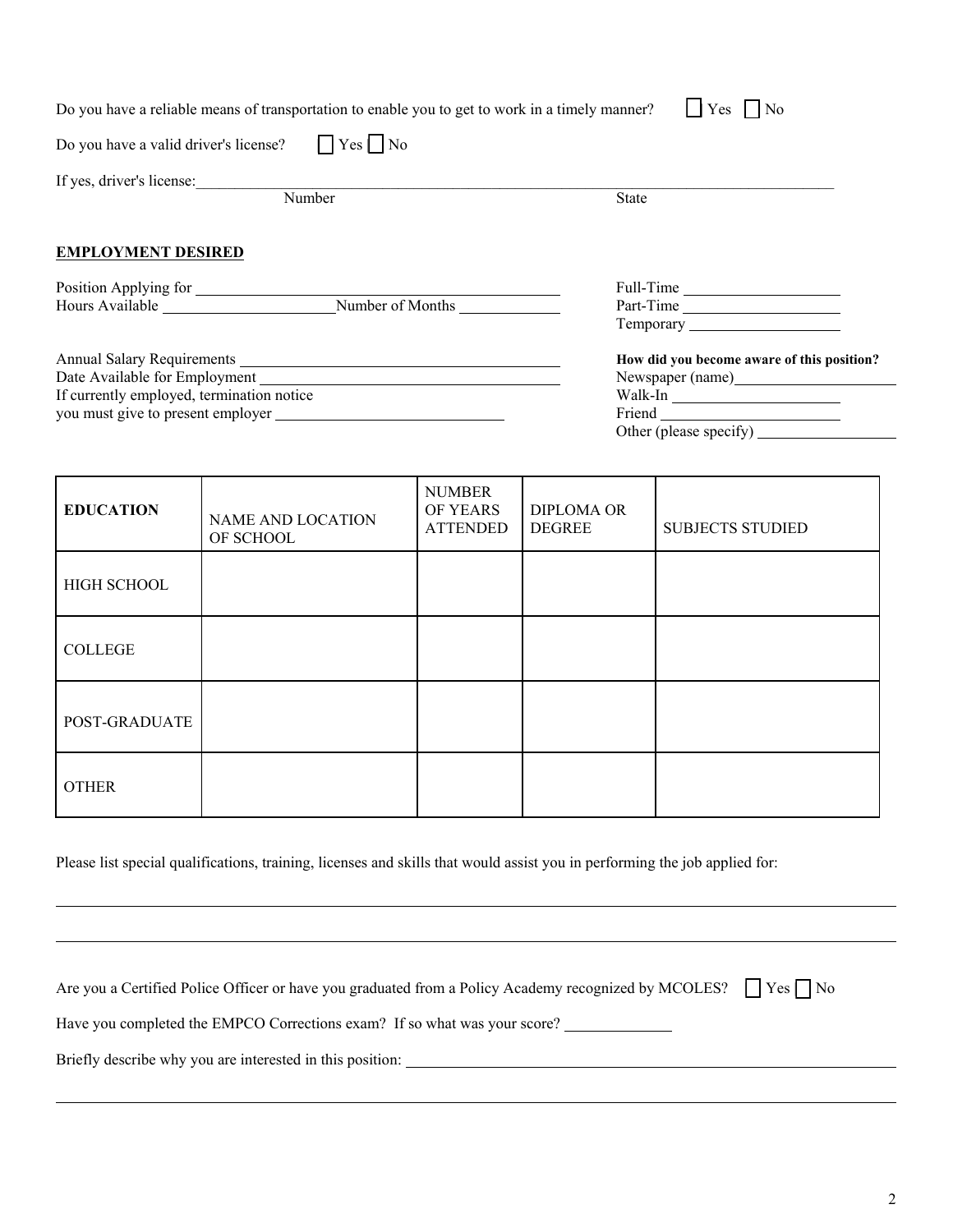Do you have a reliable means of transportation to enable you to get to work in a timely manner? ☐ Yes ☐ No

Do you have a valid driver's license? ☐ Yes ☐ No

If yes, driver's license: ______________________________________________

Number State

**EMPLOYMENT DESIRED**

Position Applying for ____________________

Hours Available ____________________ Number of Months ____________

Full-Time ____________________

Part-Time ____________________

Temporary ____________________

Annual Salary Requirements ____________________

Date Available for Employment ____________________

If currently employed, termination notice you must give to present employer ____________________

**How did you become aware of this position?**

Newspaper (name) ____________________

Walk-In ____________________

Friend ____________________

Other (please specify) ____________________

| **EDUCATION** | NAME AND LOCATION OF SCHOOL | NUMBER OF YEARS ATTENDED | DIPLOMA OR DEGREE | SUBJECTS STUDIED |
|---|---|---|---|---|
| HIGH SCHOOL | | | | |
| COLLEGE | | | | |
| POST-GRADUATE | | | | |
| OTHER | | | | |

Please list special qualifications, training, licenses and skills that would assist you in performing the job applied for:

______________________________________________

______________________________________________

Are you a Certified Police Officer or have you graduated from a Policy Academy recognized by MCOLES? ☐ Yes ☐ No

Have you completed the EMPCO Corrections exam? If so what was your score? ____________

Briefly describe why you are interested in this position: ______________________________________________

______________________________________________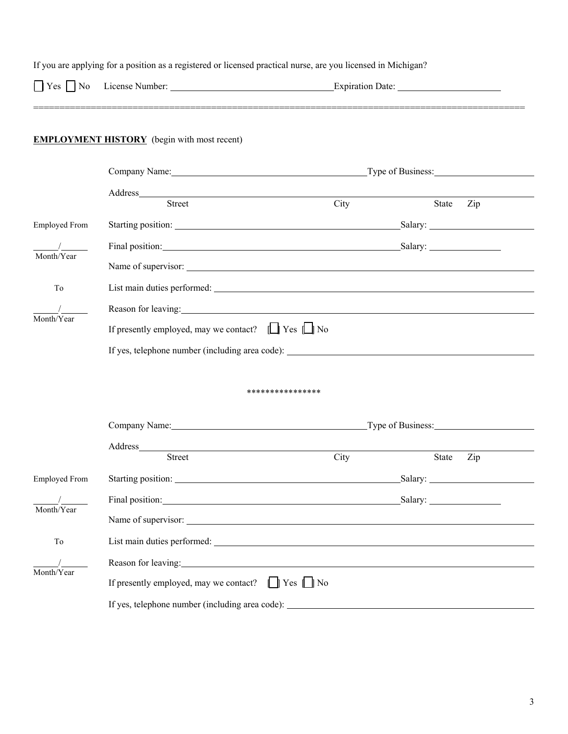If you are applying for a position as a registered or licensed practical nurse, are you licensed in Michigan?

☐ Yes ☐ No License Number: ______________________ Expiration Date: ______________________

---

**EMPLOYMENT HISTORY** (begin with most recent)

Company Name: ______________________ Type of Business: ______________________

Address ______________________________________________
Street City State Zip

Employed From ____/____ Month/Year

To ____/____ Month/Year

Starting position: ______________________ Salary: ______________________

Final position: ______________________ Salary: ______________________

Name of supervisor: ______________________

List main duties performed: ______________________

Reason for leaving: ______________________

If presently employed, may we contact? ☐ Yes ☐ No

If yes, telephone number (including area code): ______________________

****************

Company Name: ______________________ Type of Business: ______________________

Address ______________________________________________
Street City State Zip

Employed From ____/____ Month/Year

To ____/____ Month/Year

Starting position: ______________________ Salary: ______________________

Final position: ______________________ Salary: ______________________

Name of supervisor: ______________________

List main duties performed: ______________________

Reason for leaving: ______________________

If presently employed, may we contact? ☐ Yes ☐ No

If yes, telephone number (including area code): ______________________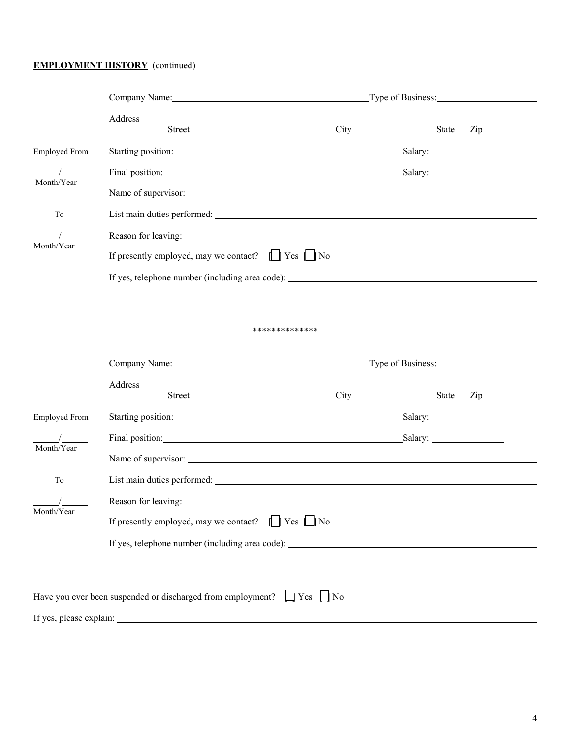**EMPLOYMENT HISTORY** (continued)

Company Name: ______________________________ Type of Business: ____________________

Address ________________________________________________________________
Street City State Zip

Employed From

\_\_\_\_\_/\_\_\_\_\_
Month/Year

To

\_\_\_\_\_/\_\_\_\_\_
Month/Year

Starting position: ______________________________ Salary: ____________________

Final position: ______________________________ Salary: ______________

Name of supervisor: ________________________________________________________________

List main duties performed: ________________________________________________________________

Reason for leaving: ________________________________________________________________

If presently employed, may we contact? ☐ Yes ☐ No

If yes, telephone number (including area code): ____________________________________________

**************

Company Name: ______________________________ Type of Business: ____________________

Address ________________________________________________________________
Street City State Zip

Employed From

\_\_\_\_\_/\_\_\_\_\_
Month/Year

To

\_\_\_\_\_/\_\_\_\_\_
Month/Year

Starting position: ______________________________ Salary: ____________________

Final position: ______________________________ Salary: ______________

Name of supervisor: ________________________________________________________________

List main duties performed: ________________________________________________________________

Reason for leaving: ________________________________________________________________

If presently employed, may we contact? ☐ Yes ☐ No

If yes, telephone number (including area code): ____________________________________________

Have you ever been suspended or discharged from employment? ☐ Yes ☐ No

If yes, please explain: ________________________________________________________________

________________________________________________________________________________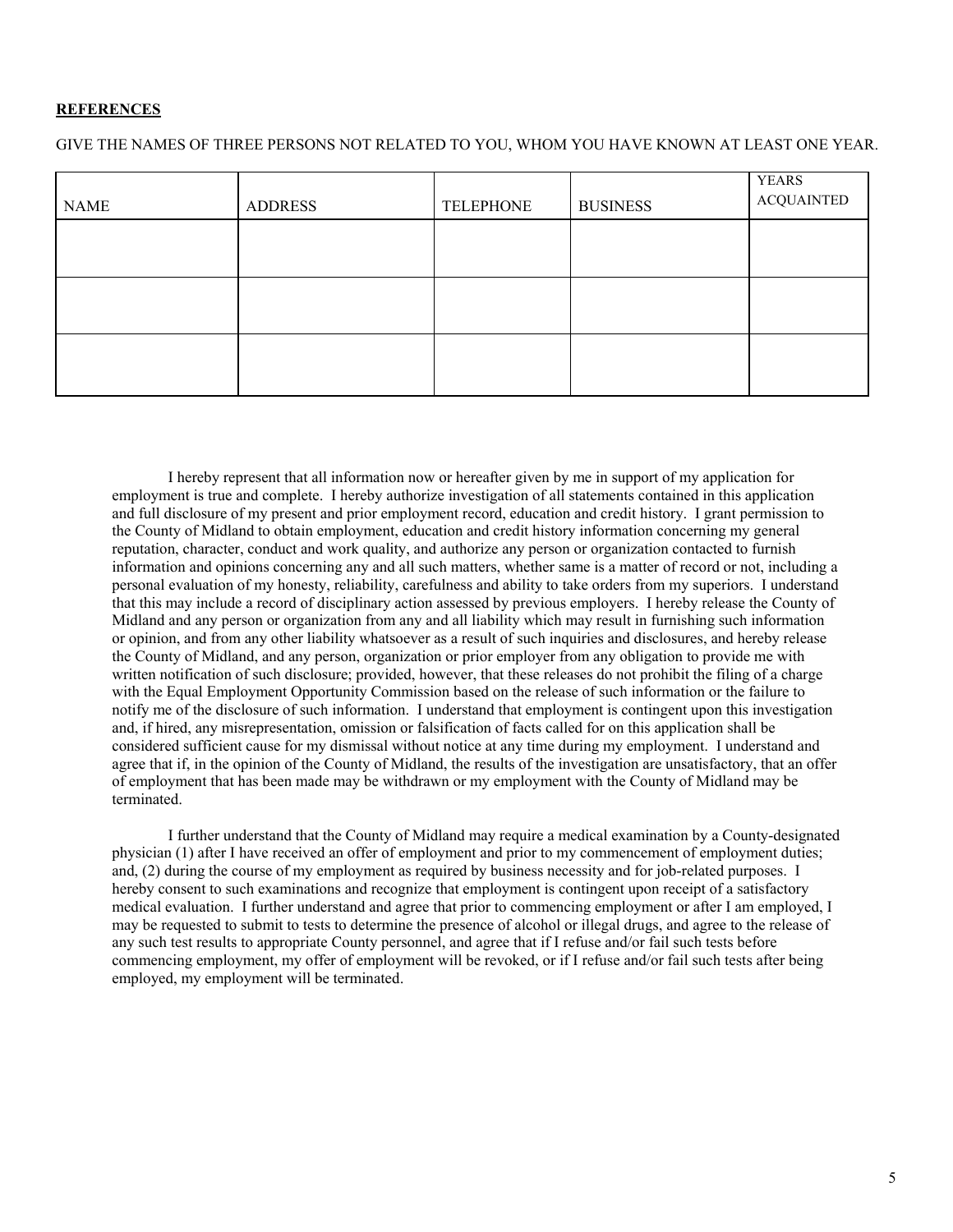**REFERENCES**

GIVE THE NAMES OF THREE PERSONS NOT RELATED TO YOU, WHOM YOU HAVE KNOWN AT LEAST ONE YEAR.

| NAME | ADDRESS | TELEPHONE | BUSINESS | YEARS ACQUAINTED |
|---|---|---|---|---|
| | | | | |
| | | | | |
| | | | | |

I hereby represent that all information now or hereafter given by me in support of my application for employment is true and complete. I hereby authorize investigation of all statements contained in this application and full disclosure of my present and prior employment record, education and credit history. I grant permission to the County of Midland to obtain employment, education and credit history information concerning my general reputation, character, conduct and work quality, and authorize any person or organization contacted to furnish information and opinions concerning any and all such matters, whether same is a matter of record or not, including a personal evaluation of my honesty, reliability, carefulness and ability to take orders from my superiors. I understand that this may include a record of disciplinary action assessed by previous employers. I hereby release the County of Midland and any person or organization from any and all liability which may result in furnishing such information or opinion, and from any other liability whatsoever as a result of such inquiries and disclosures, and hereby release the County of Midland, and any person, organization or prior employer from any obligation to provide me with written notification of such disclosure; provided, however, that these releases do not prohibit the filing of a charge with the Equal Employment Opportunity Commission based on the release of such information or the failure to notify me of the disclosure of such information. I understand that employment is contingent upon this investigation and, if hired, any misrepresentation, omission or falsification of facts called for on this application shall be considered sufficient cause for my dismissal without notice at any time during my employment. I understand and agree that if, in the opinion of the County of Midland, the results of the investigation are unsatisfactory, that an offer of employment that has been made may be withdrawn or my employment with the County of Midland may be terminated.

I further understand that the County of Midland may require a medical examination by a County-designated physician (1) after I have received an offer of employment and prior to my commencement of employment duties; and, (2) during the course of my employment as required by business necessity and for job-related purposes. I hereby consent to such examinations and recognize that employment is contingent upon receipt of a satisfactory medical evaluation. I further understand and agree that prior to commencing employment or after I am employed, I may be requested to submit to tests to determine the presence of alcohol or illegal drugs, and agree to the release of any such test results to appropriate County personnel, and agree that if I refuse and/or fail such tests before commencing employment, my offer of employment will be revoked, or if I refuse and/or fail such tests after being employed, my employment will be terminated.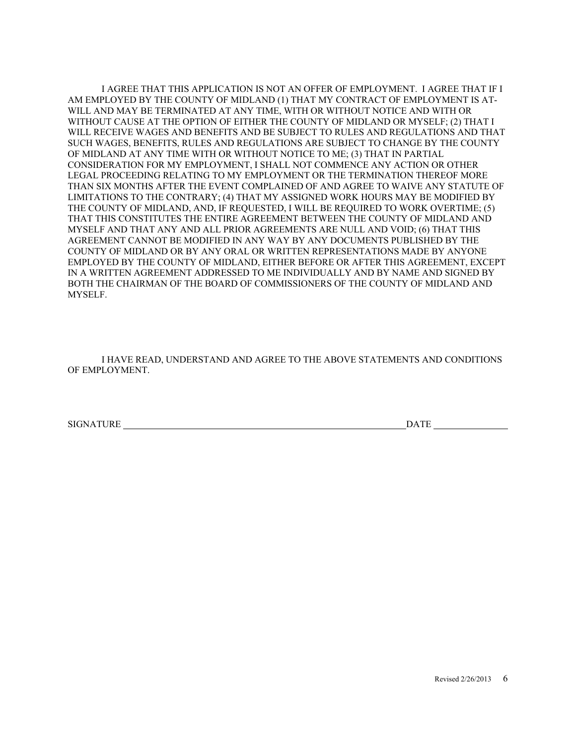I AGREE THAT THIS APPLICATION IS NOT AN OFFER OF EMPLOYMENT. I AGREE THAT IF I AM EMPLOYED BY THE COUNTY OF MIDLAND (1) THAT MY CONTRACT OF EMPLOYMENT IS AT-WILL AND MAY BE TERMINATED AT ANY TIME, WITH OR WITHOUT NOTICE AND WITH OR WITHOUT CAUSE AT THE OPTION OF EITHER THE COUNTY OF MIDLAND OR MYSELF; (2) THAT I WILL RECEIVE WAGES AND BENEFITS AND BE SUBJECT TO RULES AND REGULATIONS AND THAT SUCH WAGES, BENEFITS, RULES AND REGULATIONS ARE SUBJECT TO CHANGE BY THE COUNTY OF MIDLAND AT ANY TIME WITH OR WITHOUT NOTICE TO ME; (3) THAT IN PARTIAL CONSIDERATION FOR MY EMPLOYMENT, I SHALL NOT COMMENCE ANY ACTION OR OTHER LEGAL PROCEEDING RELATING TO MY EMPLOYMENT OR THE TERMINATION THEREOF MORE THAN SIX MONTHS AFTER THE EVENT COMPLAINED OF AND AGREE TO WAIVE ANY STATUTE OF LIMITATIONS TO THE CONTRARY; (4) THAT MY ASSIGNED WORK HOURS MAY BE MODIFIED BY THE COUNTY OF MIDLAND, AND, IF REQUESTED, I WILL BE REQUIRED TO WORK OVERTIME; (5) THAT THIS CONSTITUTES THE ENTIRE AGREEMENT BETWEEN THE COUNTY OF MIDLAND AND MYSELF AND THAT ANY AND ALL PRIOR AGREEMENTS ARE NULL AND VOID; (6) THAT THIS AGREEMENT CANNOT BE MODIFIED IN ANY WAY BY ANY DOCUMENTS PUBLISHED BY THE COUNTY OF MIDLAND OR BY ANY ORAL OR WRITTEN REPRESENTATIONS MADE BY ANYONE EMPLOYED BY THE COUNTY OF MIDLAND, EITHER BEFORE OR AFTER THIS AGREEMENT, EXCEPT IN A WRITTEN AGREEMENT ADDRESSED TO ME INDIVIDUALLY AND BY NAME AND SIGNED BY BOTH THE CHAIRMAN OF THE BOARD OF COMMISSIONERS OF THE COUNTY OF MIDLAND AND MYSELF.

I HAVE READ, UNDERSTAND AND AGREE TO THE ABOVE STATEMENTS AND CONDITIONS OF EMPLOYMENT.

SIGNATURE ______________________________________________ DATE ______________

Revised 2/26/2013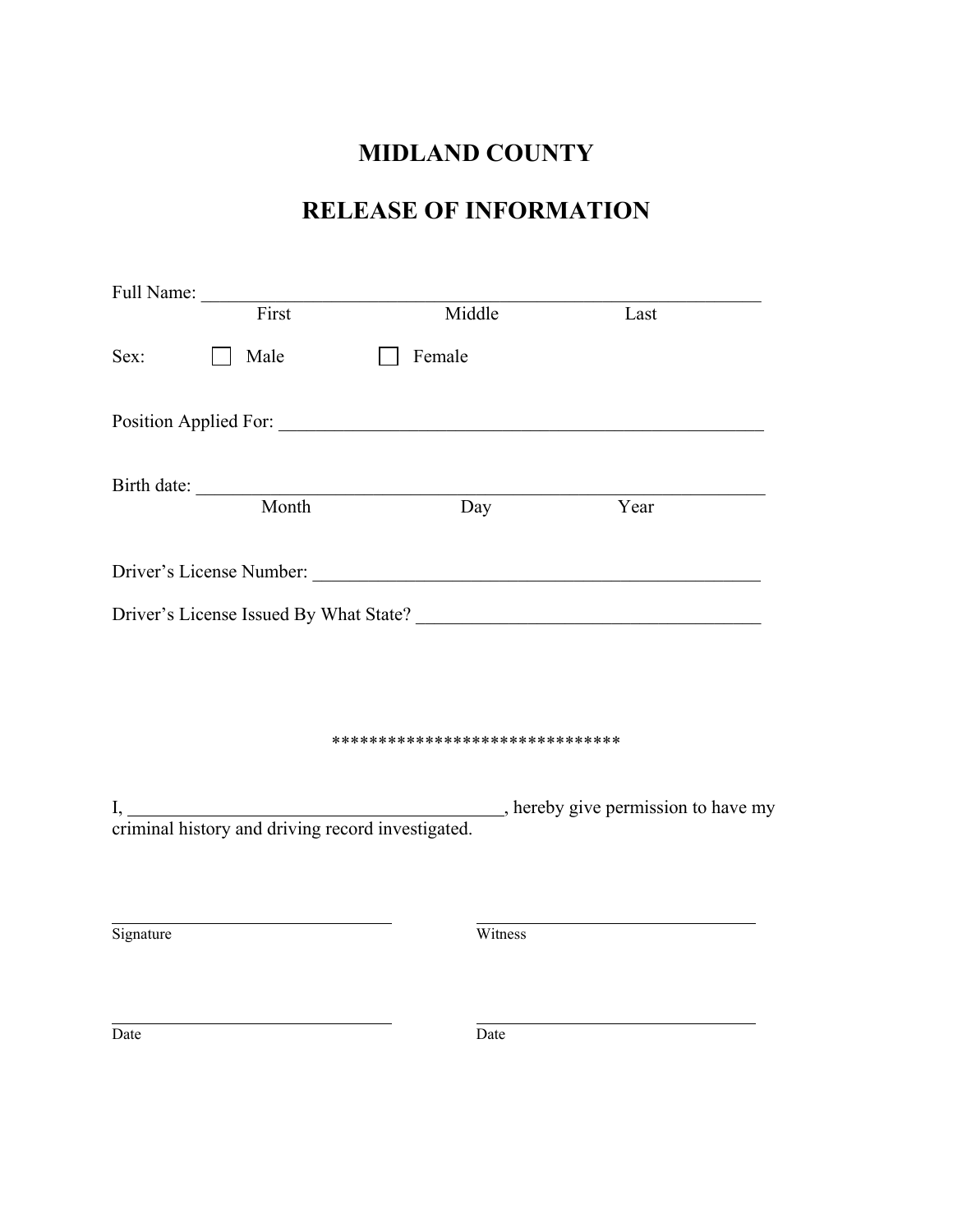# MIDLAND COUNTY

# RELEASE OF INFORMATION

Full Name: ______________________________________________________________
First Middle Last

Sex: ☐ Male ☐ Female

Position Applied For: ____________________________________________________

Birth date: ______________________________________________________________
Month Day Year

Driver's License Number: __________________________________________________

Driver's License Issued By What State? ______________________________________

******************************

I, ________________________________________, hereby give permission to have my criminal history and driving record investigated.

_______________________________ _______________________________
Signature Witness

_______________________________ _______________________________
Date Date